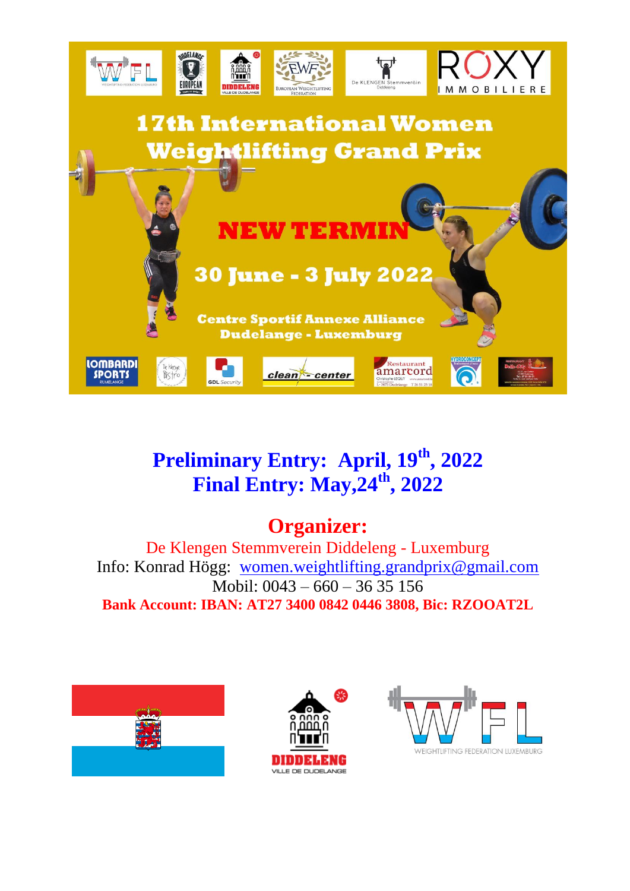# 17th International Women Weightlifting Grand Prix

## NEW TERMIN

**30 June - 3 July 2022**

**Centre Sportif Annexe Alliance**
**Dudelange - Luxemburg**

## Preliminary Entry: April, 19th, 2022
## Final Entry: May,24th, 2022

## Organizer:

De Klengen Stemmverein Diddeleng - Luxemburg

Info: Konrad Högg: women.weightlifting.grandprix@gmail.com

Mobil: 0043 – 660 – 36 35 156

**Bank Account: IBAN: AT27 3400 0842 0446 3808, Bic: RZOOAT2L**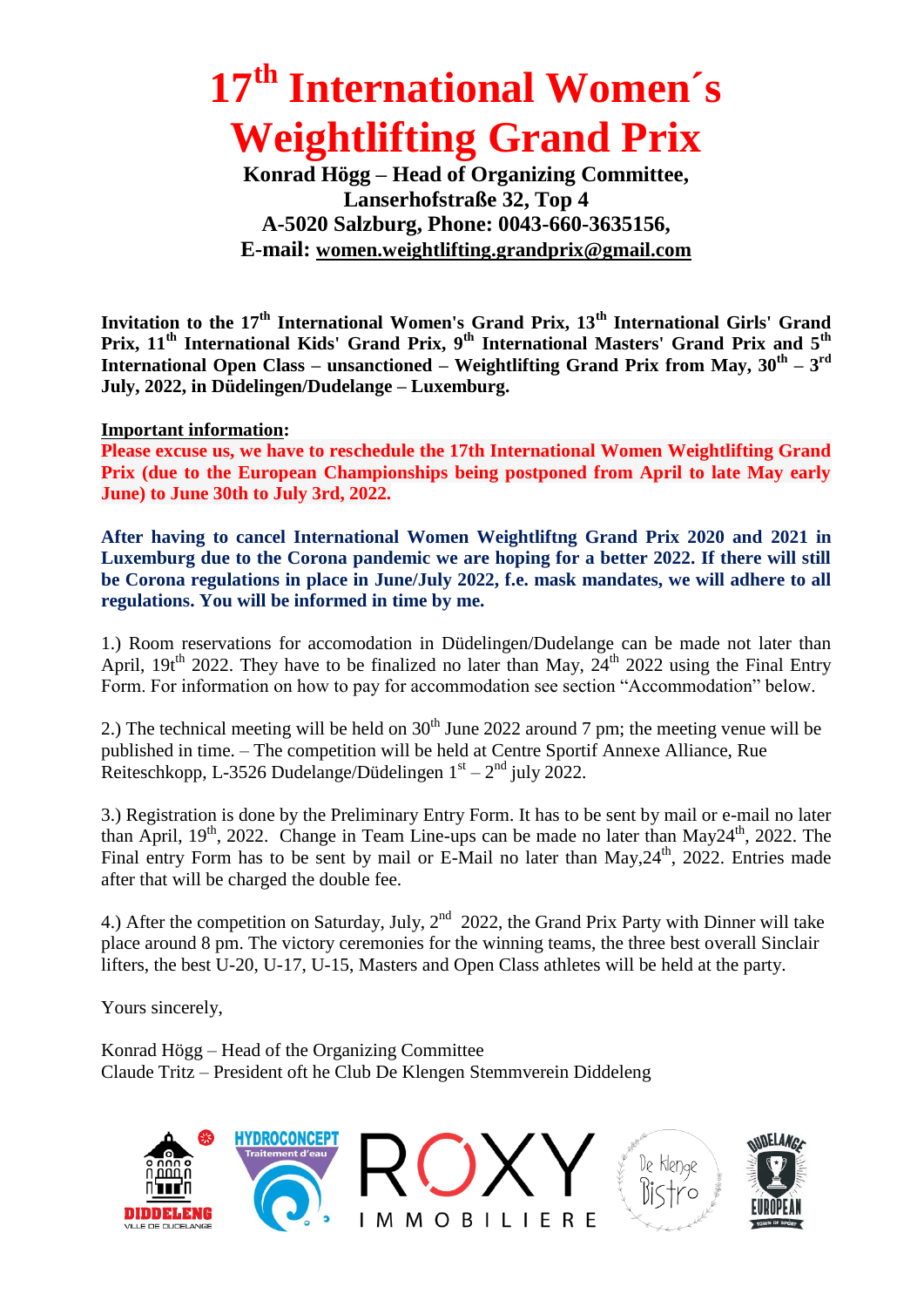# 17th International Women´s Weightlifting Grand Prix

**Konrad Högg – Head of Organizing Committee,**
**Lanserhofstraße 32, Top 4**
**A-5020 Salzburg, Phone: 0043-660-3635156,**
**E-mail: women.weightlifting.grandprix@gmail.com**

**Invitation to the 17th International Women's Grand Prix, 13th International Girls' Grand Prix, 11th International Kids' Grand Prix, 9th International Masters' Grand Prix and 5th International Open Class – unsanctioned – Weightlifting Grand Prix from May, 30th – 3rd July, 2022, in Düdelingen/Dudelange – Luxemburg.**

**Important information:**

**Please excuse us, we have to reschedule the 17th International Women Weightlifting Grand Prix (due to the European Championships being postponed from April to late May early June) to June 30th to July 3rd, 2022.**

**After having to cancel International Women Weightliftng Grand Prix 2020 and 2021 in Luxemburg due to the Corona pandemic we are hoping for a better 2022. If there will still be Corona regulations in place in June/July 2022, f.e. mask mandates, we will adhere to all regulations. You will be informed in time by me.**

1.) Room reservations for accomodation in Düdelingen/Dudelange can be made not later than April, 19th 2022. They have to be finalized no later than May, 24th 2022 using the Final Entry Form. For information on how to pay for accommodation see section "Accommodation" below.

2.) The technical meeting will be held on 30th June 2022 around 7 pm; the meeting venue will be published in time. – The competition will be held at Centre Sportif Annexe Alliance, Rue Reiteschkopp, L-3526 Dudelange/Düdelingen 1st – 2nd july 2022.

3.) Registration is done by the Preliminary Entry Form. It has to be sent by mail or e-mail no later than April, 19th, 2022. Change in Team Line-ups can be made no later than May24th, 2022. The Final entry Form has to be sent by mail or E-Mail no later than May,24th, 2022. Entries made after that will be charged the double fee.

4.) After the competition on Saturday, July, 2nd 2022, the Grand Prix Party with Dinner will take place around 8 pm. The victory ceremonies for the winning teams, the three best overall Sinclair lifters, the best U-20, U-17, U-15, Masters and Open Class athletes will be held at the party.

Yours sincerely,

Konrad Högg – Head of the Organizing Committee
Claude Tritz – President oft he Club De Klengen Stemmverein Diddeleng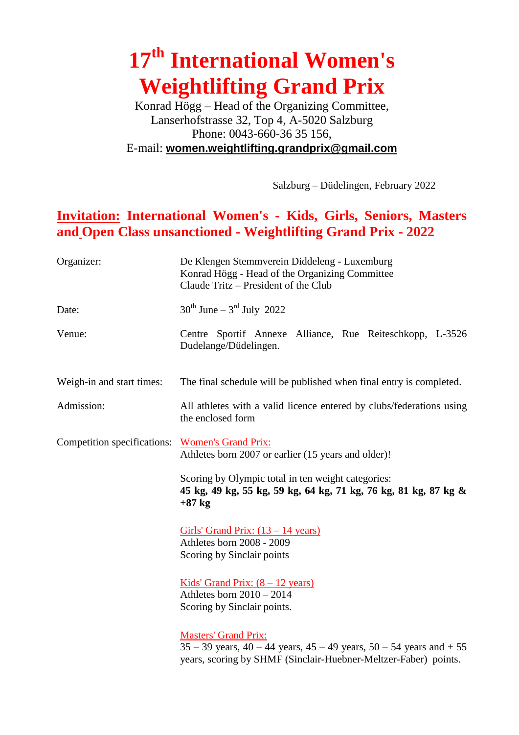# 17th International Women's Weightlifting Grand Prix

Konrad Högg – Head of the Organizing Committee,
Lanserhofstrasse 32, Top 4, A-5020 Salzburg
Phone: 0043-660-36 35 156,
E-mail: **women.weightlifting.grandprix@gmail.com**

Salzburg – Düdelingen, February 2022

## Invitation: International Women's - Kids, Girls, Seniors, Masters and Open Class unsanctioned - Weightlifting Grand Prix - 2022

Organizer: De Klengen Stemmverein Diddeleng - Luxemburg
Konrad Högg - Head of the Organizing Committee
Claude Tritz – President of the Club

Date: 30th June – 3rd July 2022

Venue: Centre Sportif Annexe Alliance, Rue Reiteschkopp, L-3526 Dudelange/Düdelingen.

Weigh-in and start times: The final schedule will be published when final entry is completed.

Admission: All athletes with a valid licence entered by clubs/federations using the enclosed form

Competition specifications:

Women's Grand Prix:
Athletes born 2007 or earlier (15 years and older)!

Scoring by Olympic total in ten weight categories:
**45 kg, 49 kg, 55 kg, 59 kg, 64 kg, 71 kg, 76 kg, 81 kg, 87 kg & +87 kg**

Girls' Grand Prix: (13 – 14 years)
Athletes born 2008 - 2009
Scoring by Sinclair points

Kids' Grand Prix: (8 – 12 years)
Athletes born 2010 – 2014
Scoring by Sinclair points.

Masters' Grand Prix:
35 – 39 years, 40 – 44 years, 45 – 49 years, 50 – 54 years and + 55 years, scoring by SHMF (Sinclair-Huebner-Meltzer-Faber) points.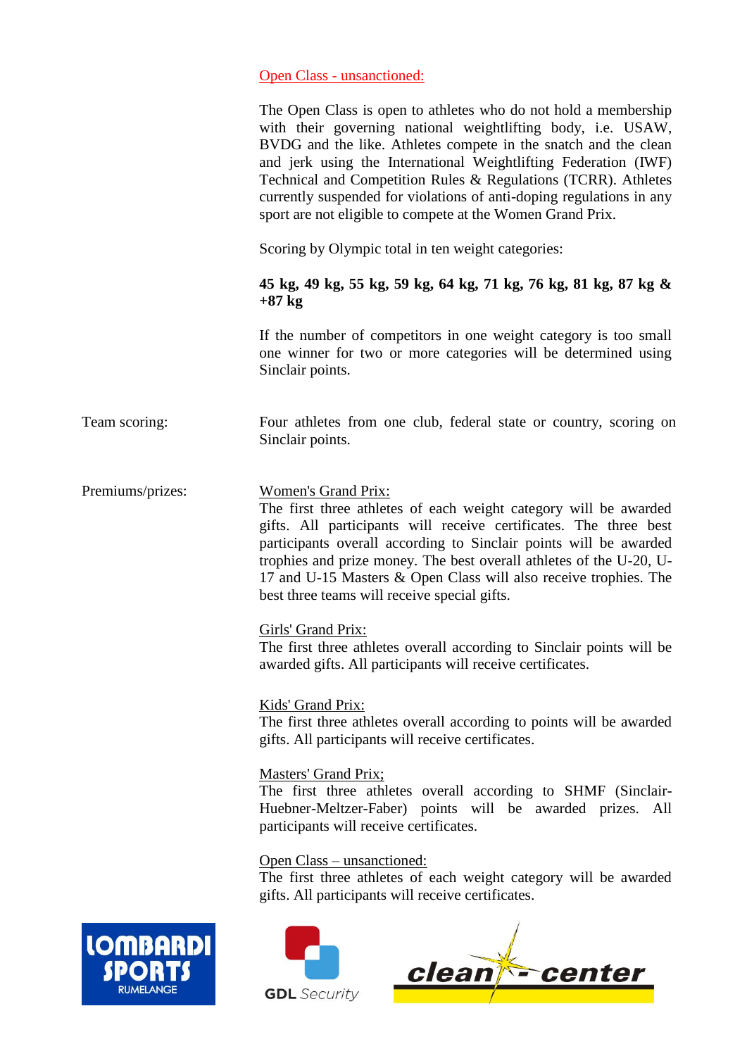Open Class - unsanctioned:

The Open Class is open to athletes who do not hold a membership with their governing national weightlifting body, i.e. USAW, BVDG and the like. Athletes compete in the snatch and the clean and jerk using the International Weightlifting Federation (IWF) Technical and Competition Rules & Regulations (TCRR). Athletes currently suspended for violations of anti-doping regulations in any sport are not eligible to compete at the Women Grand Prix.

Scoring by Olympic total in ten weight categories:

**45 kg, 49 kg, 55 kg, 59 kg, 64 kg, 71 kg, 76 kg, 81 kg, 87 kg & +87 kg**

If the number of competitors in one weight category is too small one winner for two or more categories will be determined using Sinclair points.

Team scoring: Four athletes from one club, federal state or country, scoring on Sinclair points.

Premiums/prizes:

Women's Grand Prix:
The first three athletes of each weight category will be awarded gifts. All participants will receive certificates. The three best participants overall according to Sinclair points will be awarded trophies and prize money. The best overall athletes of the U-20, U-17 and U-15 Masters & Open Class will also receive trophies. The best three teams will receive special gifts.

Girls' Grand Prix:
The first three athletes overall according to Sinclair points will be awarded gifts. All participants will receive certificates.

Kids' Grand Prix:
The first three athletes overall according to points will be awarded gifts. All participants will receive certificates.

Masters' Grand Prix;
The first three athletes overall according to SHMF (Sinclair-Huebner-Meltzer-Faber) points will be awarded prizes. All participants will receive certificates.

Open Class – unsanctioned:
The first three athletes of each weight category will be awarded gifts. All participants will receive certificates.

LOMBARDI SPORTS RUMELANGE

GDL Security

clean - center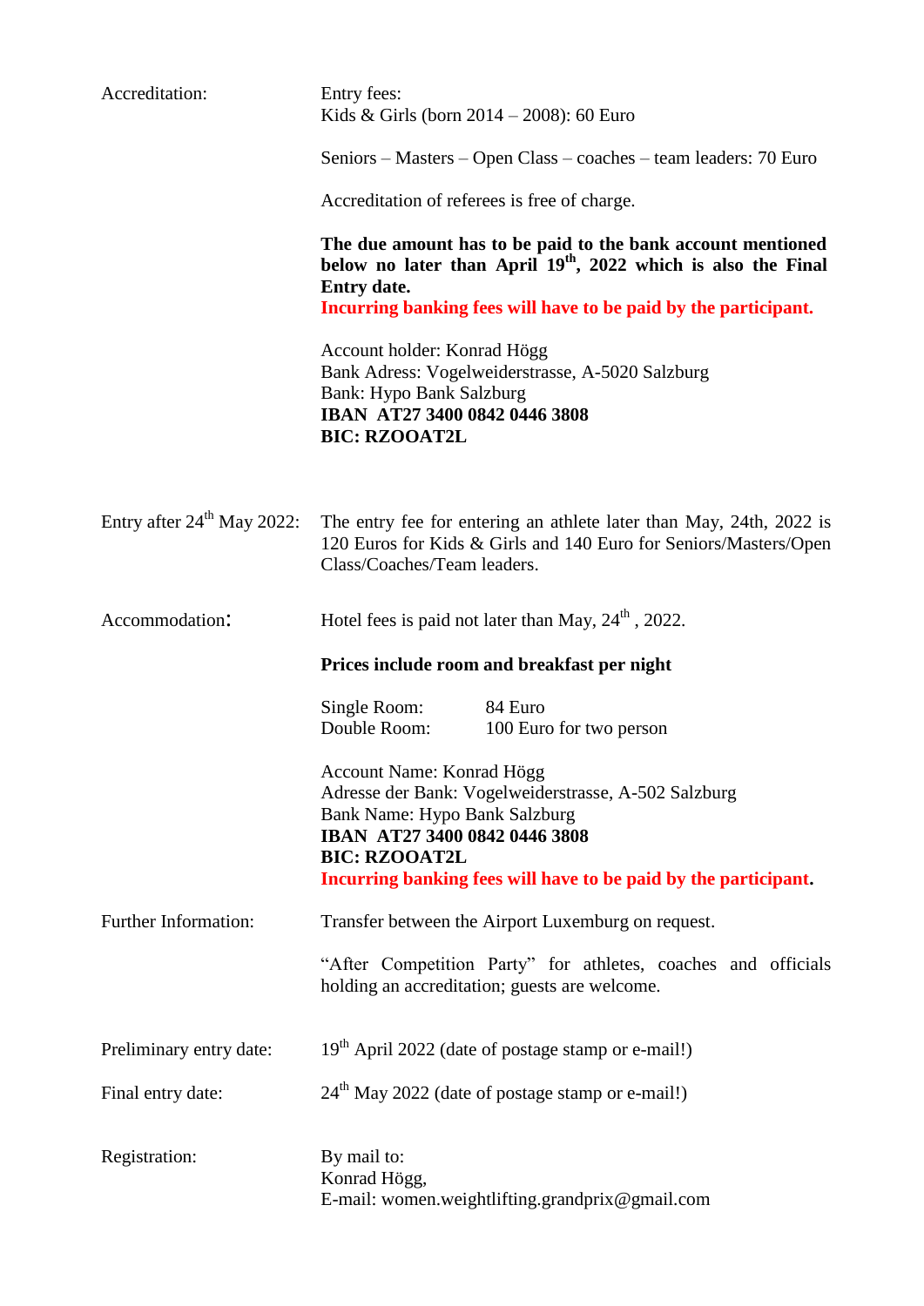**Accreditation:**

Entry fees:
Kids & Girls (born 2014 – 2008): 60 Euro

Seniors – Masters – Open Class – coaches – team leaders: 70 Euro

Accreditation of referees is free of charge.

**The due amount has to be paid to the bank account mentioned below no later than April 19th, 2022 which is also the Final Entry date.**
**Incurring banking fees will have to be paid by the participant.**

Account holder: Konrad Högg
Bank Adress: Vogelweiderstrasse, A-5020 Salzburg
Bank: Hypo Bank Salzburg
**IBAN AT27 3400 0842 0446 3808**
**BIC: RZOOAT2L**

**Entry after 24th May 2022:**

The entry fee for entering an athlete later than May, 24th, 2022 is 120 Euros for Kids & Girls and 140 Euro for Seniors/Masters/Open Class/Coaches/Team leaders.

**Accommodation:**

Hotel fees is paid not later than May, 24th , 2022.

**Prices include room and breakfast per night**

| | |
|---|---|
| Single Room: | 84 Euro |
| Double Room: | 100 Euro for two person |

Account Name: Konrad Högg
Adresse der Bank: Vogelweiderstrasse, A-502 Salzburg
Bank Name: Hypo Bank Salzburg
**IBAN AT27 3400 0842 0446 3808**
**BIC: RZOOAT2L**
**Incurring banking fees will have to be paid by the participant.**

**Further Information:**

Transfer between the Airport Luxemburg on request.

"After Competition Party" for athletes, coaches and officials holding an accreditation; guests are welcome.

**Preliminary entry date:** 19th April 2022 (date of postage stamp or e-mail!)

**Final entry date:** 24th May 2022 (date of postage stamp or e-mail!)

**Registration:**

By mail to:
Konrad Högg,
E-mail: women.weightlifting.grandprix@gmail.com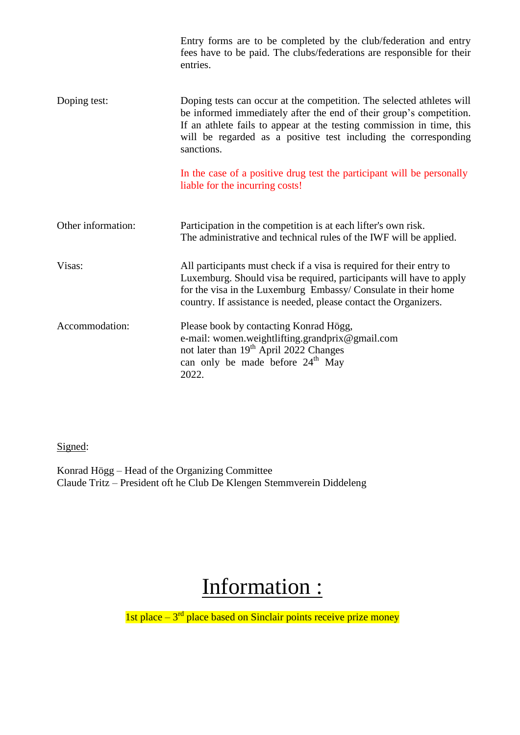Entry forms are to be completed by the club/federation and entry fees have to be paid. The clubs/federations are responsible for their entries.

**Doping test:**

Doping tests can occur at the competition. The selected athletes will be informed immediately after the end of their group's competition. If an athlete fails to appear at the testing commission in time, this will be regarded as a positive test including the corresponding sanctions.

In the case of a positive drug test the participant will be personally liable for the incurring costs!

**Other information:**

Participation in the competition is at each lifter's own risk.
The administrative and technical rules of the IWF will be applied.

**Visas:**

All participants must check if a visa is required for their entry to Luxemburg. Should visa be required, participants will have to apply for the visa in the Luxemburg Embassy/ Consulate in their home country. If assistance is needed, please contact the Organizers.

**Accommodation:**

Please book by contacting Konrad Högg,
e-mail: women.weightlifting.grandprix@gmail.com
not later than 19th April 2022 Changes can only be made before 24th May 2022.

Signed:

Konrad Högg – Head of the Organizing Committee
Claude Tritz – President oft he Club De Klengen Stemmverein Diddeleng

# Information :

1st place – 3rd place based on Sinclair points receive prize money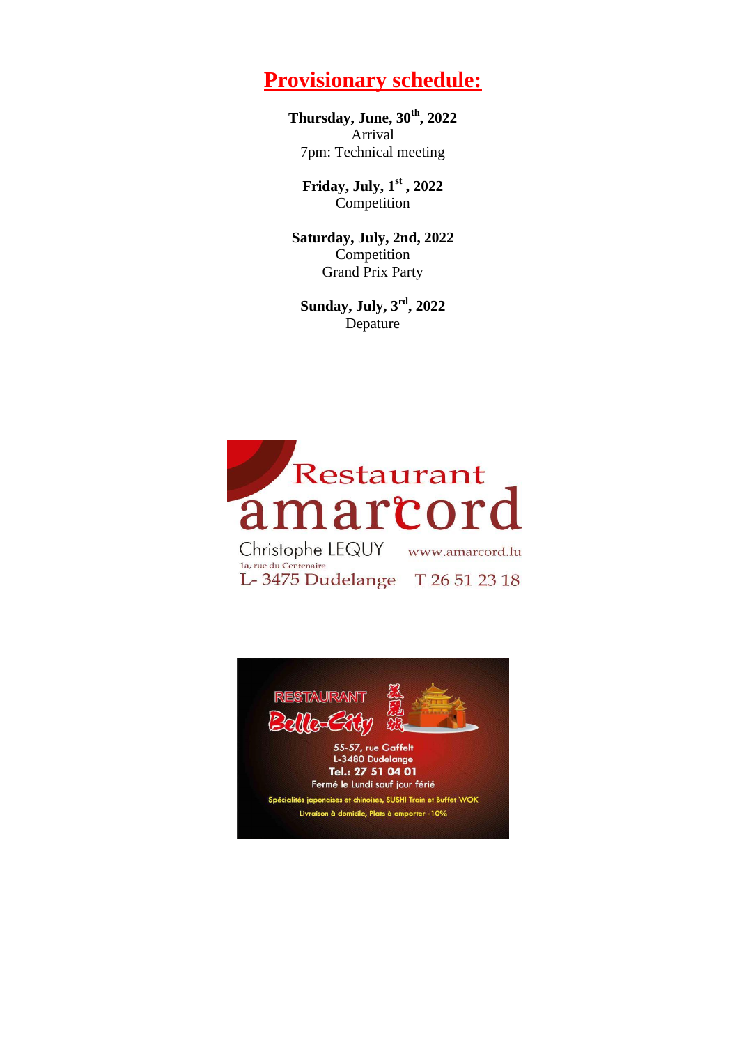# Provisionary schedule:

**Thursday, June, 30th, 2022**
Arrival
7pm: Technical meeting

**Friday, July, 1st , 2022**
Competition

**Saturday, July, 2nd, 2022**
Competition
Grand Prix Party

**Sunday, July, 3rd, 2022**
Depature

Restaurant
amarcord
Christophe LEQUY
1a, rue du Centenaire
L- 3475 Dudelange
www.amarcord.lu
T 26 51 23 18

RESTAURANT
Belle-City
美麗城
55-57, rue Gaffelt
L-3480 Dudelange
Tel.: 27 51 04 01
Fermé le Lundi sauf jour férié
Spécialités japonaises et chinoises, SUSHI Train et Buffet WOK
Livraison à domicile, Plats à emporter -10%